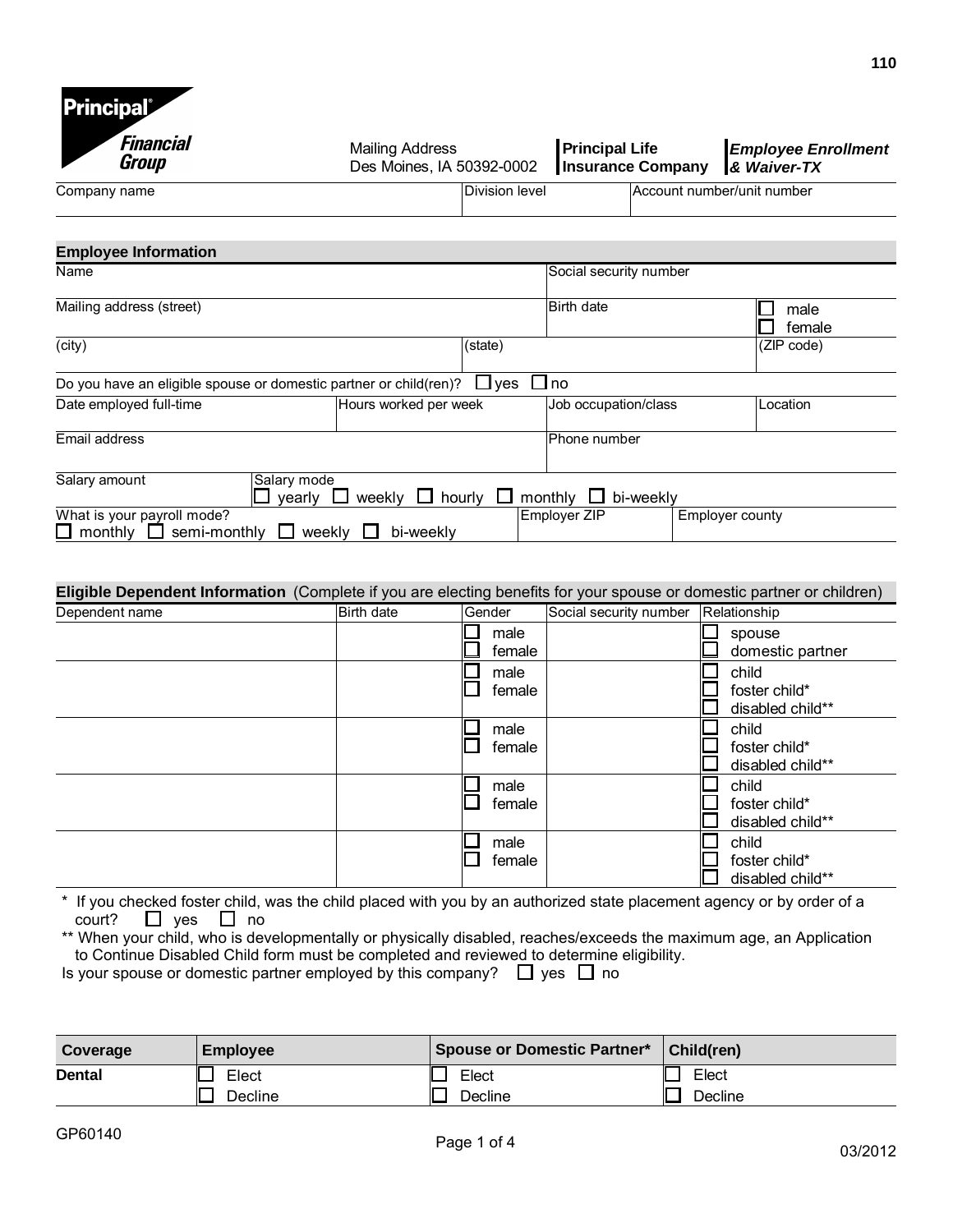**Principal Financial Group**

Mailing Address
Des Moines, IA 50392-0002

**Principal Life Insurance Company**

***Employee Enrollment & Waiver-TX***

| Company name | Division level | Account number/unit number |
|---|---|---|
| | | |

## Employee Information

| Name | | Social security number | |
|---|---|---|---|
| Mailing address (street) | | Birth date | ☐ male ☐ female |
| (city) | (state) | | (ZIP code) |

Do you have an eligible spouse or domestic partner or child(ren)? ☐ yes ☐ no

| Date employed full-time | Hours worked per week | Job occupation/class | Location |
|---|---|---|---|
| | | | |

| Email address | Phone number |
|---|---|
| | |

| Salary amount | Salary mode ☐ yearly ☐ weekly ☐ hourly ☐ monthly ☐ bi-weekly |
|---|---|
| | |

| What is your payroll mode? ☐ monthly ☐ semi-monthly ☐ weekly ☐ bi-weekly | Employer ZIP | Employer county |
|---|---|---|
| | | |

## Eligible Dependent Information (Complete if you are electing benefits for your spouse or domestic partner or children)

| Dependent name | Birth date | Gender | Social security number | Relationship |
|---|---|---|---|---|
| | | ☐ male ☐ female | | ☐ spouse ☐ domestic partner |
| | | ☐ male ☐ female | | ☐ child ☐ foster child* ☐ disabled child** |
| | | ☐ male ☐ female | | ☐ child ☐ foster child* ☐ disabled child** |
| | | ☐ male ☐ female | | ☐ child ☐ foster child* ☐ disabled child** |
| | | ☐ male ☐ female | | ☐ child ☐ foster child* ☐ disabled child** |

\* If you checked foster child, was the child placed with you by an authorized state placement agency or by order of a court? ☐ yes ☐ no

** When your child, who is developmentally or physically disabled, reaches/exceeds the maximum age, an Application to Continue Disabled Child form must be completed and reviewed to determine eligibility.

Is your spouse or domestic partner employed by this company? ☐ yes ☐ no

| Coverage | Employee | Spouse or Domestic Partner* | Child(ren) |
|---|---|---|---|
| **Dental** | ☐ Elect ☐ Decline | ☐ Elect ☐ Decline | ☐ Elect ☐ Decline |

GP60140

03/2012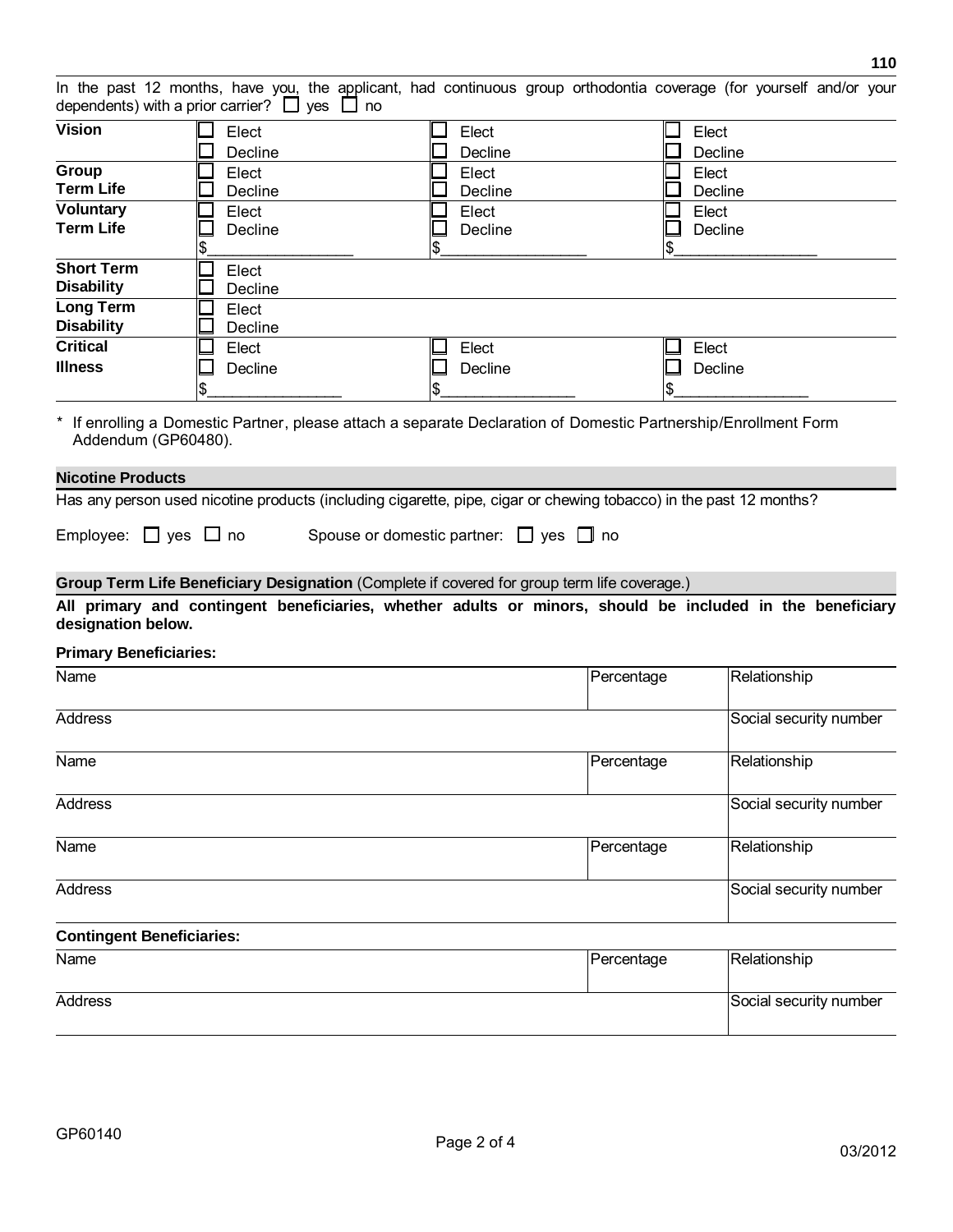In the past 12 months, have you, the applicant, had continuous group orthodontia coverage (for yourself and/or your dependents) with a prior carrier? ☐ yes ☐ no

| | | | |
|---|---|---|---|
| **Vision** | ☐ Elect<br>☐ Decline | ☐ Elect<br>☐ Decline | ☐ Elect<br>☐ Decline |
| **Group Term Life** | ☐ Elect<br>☐ Decline | ☐ Elect<br>☐ Decline | ☐ Elect<br>☐ Decline |
| **Voluntary Term Life** | ☐ Elect<br>☐ Decline<br>$________________ | ☐ Elect<br>☐ Decline<br>$________________ | ☐ Elect<br>☐ Decline<br>$________________ |
| **Short Term Disability** | ☐ Elect<br>☐ Decline | | |
| **Long Term Disability** | ☐ Elect<br>☐ Decline | | |
| **Critical Illness** | ☐ Elect<br>☐ Decline<br>$________________ | ☐ Elect<br>☐ Decline<br>$________________ | ☐ Elect<br>☐ Decline<br>$________________ |

* If enrolling a Domestic Partner, please attach a separate Declaration of Domestic Partnership/Enrollment Form Addendum (GP60480).

## Nicotine Products

Has any person used nicotine products (including cigarette, pipe, cigar or chewing tobacco) in the past 12 months?

Employee: ☐ yes ☐ no Spouse or domestic partner: ☐ yes ☐ no

## Group Term Life Beneficiary Designation (Complete if covered for group term life coverage.)

**All primary and contingent beneficiaries, whether adults or minors, should be included in the beneficiary designation below.**

**Primary Beneficiaries:**

| Name | | Percentage | Relationship |
|---|---|---|---|
| Address | | | Social security number |
| Name | | Percentage | Relationship |
| Address | | | Social security number |
| Name | | Percentage | Relationship |
| Address | | | Social security number |

**Contingent Beneficiaries:**

| Name | | Percentage | Relationship |
|---|---|---|---|
| Address | | | Social security number |

GP60140

03/2012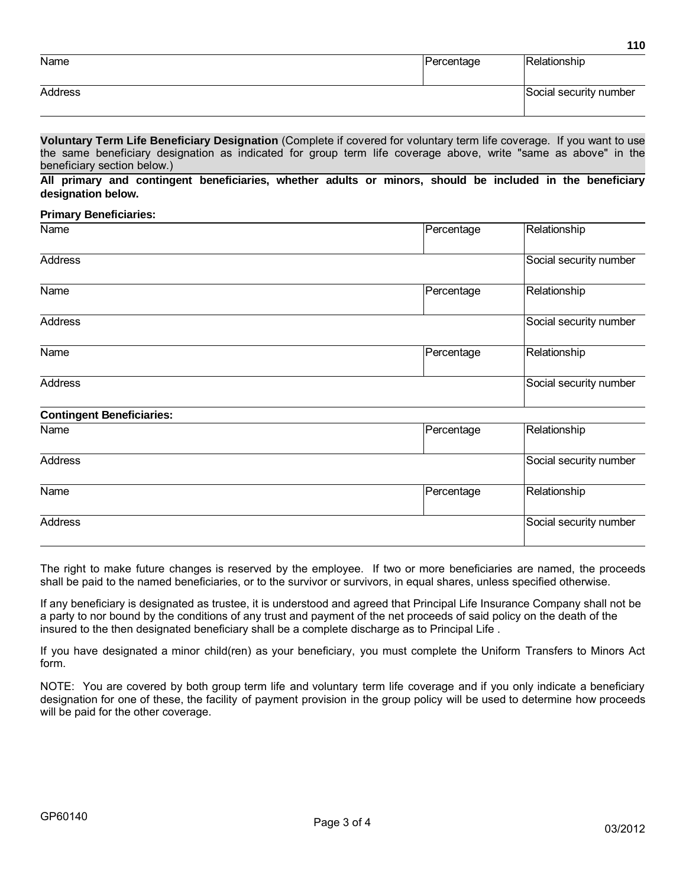| Name | Percentage | Relationship |
|---|---|---|
| Address | | Social security number |

**Voluntary Term Life Beneficiary Designation** (Complete if covered for voluntary term life coverage. If you want to use the same beneficiary designation as indicated for group term life coverage above, write "same as above" in the beneficiary section below.)

**All primary and contingent beneficiaries, whether adults or minors, should be included in the beneficiary designation below.**

**Primary Beneficiaries:**

| Name | Percentage | Relationship |
|---|---|---|
| Address | | Social security number |
| Name | Percentage | Relationship |
| Address | | Social security number |
| Name | Percentage | Relationship |
| Address | | Social security number |

**Contingent Beneficiaries:**

| Name | Percentage | Relationship |
|---|---|---|
| Address | | Social security number |
| Name | Percentage | Relationship |
| Address | | Social security number |

The right to make future changes is reserved by the employee. If two or more beneficiaries are named, the proceeds shall be paid to the named beneficiaries, or to the survivor or survivors, in equal shares, unless specified otherwise.

If any beneficiary is designated as trustee, it is understood and agreed that Principal Life Insurance Company shall not be a party to nor bound by the conditions of any trust and payment of the net proceeds of said policy on the death of the insured to the then designated beneficiary shall be a complete discharge as to Principal Life .

If you have designated a minor child(ren) as your beneficiary, you must complete the Uniform Transfers to Minors Act form.

NOTE: You are covered by both group term life and voluntary term life coverage and if you only indicate a beneficiary designation for one of these, the facility of payment provision in the group policy will be used to determine how proceeds will be paid for the other coverage.

GP60140

03/2012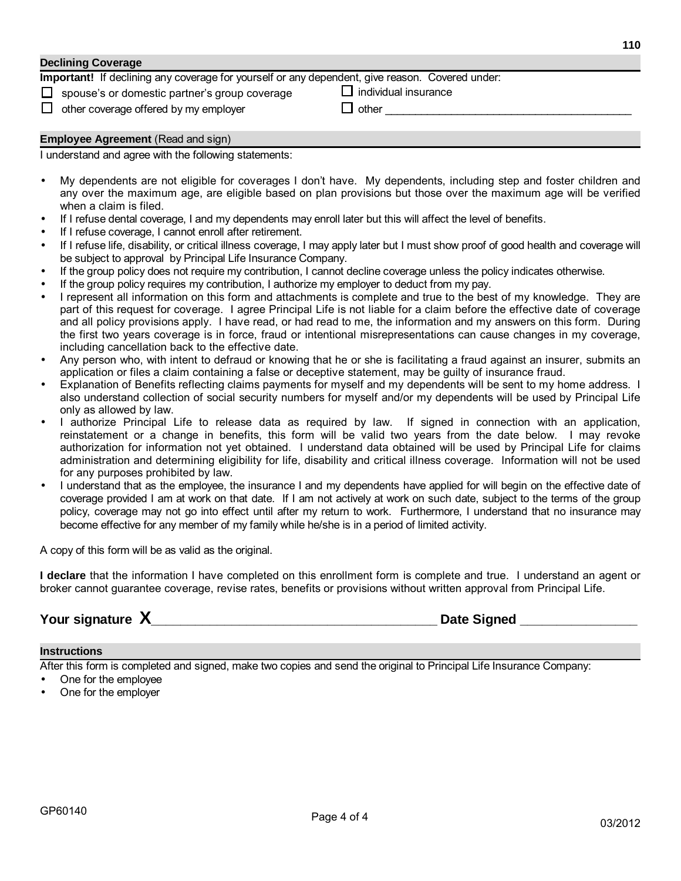## Declining Coverage

**Important!** If declining any coverage for yourself or any dependent, give reason. Covered under:

- ☐ spouse's or domestic partner's group coverage
- ☐ individual insurance
- ☐ other coverage offered by my employer
- ☐ other ________________________________________

## Employee Agreement (Read and sign)

I understand and agree with the following statements:

- My dependents are not eligible for coverages I don't have. My dependents, including step and foster children and any over the maximum age, are eligible based on plan provisions but those over the maximum age will be verified when a claim is filed.
- If I refuse dental coverage, I and my dependents may enroll later but this will affect the level of benefits.
- If I refuse coverage, I cannot enroll after retirement.
- If I refuse life, disability, or critical illness coverage, I may apply later but I must show proof of good health and coverage will be subject to approval by Principal Life Insurance Company.
- If the group policy does not require my contribution, I cannot decline coverage unless the policy indicates otherwise.
- If the group policy requires my contribution, I authorize my employer to deduct from my pay.
- I represent all information on this form and attachments is complete and true to the best of my knowledge. They are part of this request for coverage. I agree Principal Life is not liable for a claim before the effective date of coverage and all policy provisions apply. I have read, or had read to me, the information and my answers on this form. During the first two years coverage is in force, fraud or intentional misrepresentations can cause changes in my coverage, including cancellation back to the effective date.
- Any person who, with intent to defraud or knowing that he or she is facilitating a fraud against an insurer, submits an application or files a claim containing a false or deceptive statement, may be guilty of insurance fraud.
- Explanation of Benefits reflecting claims payments for myself and my dependents will be sent to my home address. I also understand collection of social security numbers for myself and/or my dependents will be used by Principal Life only as allowed by law.
- I authorize Principal Life to release data as required by law. If signed in connection with an application, reinstatement or a change in benefits, this form will be valid two years from the date below. I may revoke authorization for information not yet obtained. I understand data obtained will be used by Principal Life for claims administration and determining eligibility for life, disability and critical illness coverage. Information will not be used for any purposes prohibited by law.
- I understand that as the employee, the insurance I and my dependents have applied for will begin on the effective date of coverage provided I am at work on that date. If I am not actively at work on such date, subject to the terms of the group policy, coverage may not go into effect until after my return to work. Furthermore, I understand that no insurance may become effective for any member of my family while he/she is in a period of limited activity.

A copy of this form will be as valid as the original.

**I declare** that the information I have completed on this enrollment form is complete and true. I understand an agent or broker cannot guarantee coverage, revise rates, benefits or provisions without written approval from Principal Life.

**Your signature X**________________________________________ **Date Signed** ________________

## Instructions

After this form is completed and signed, make two copies and send the original to Principal Life Insurance Company:

- One for the employee
- One for the employer

GP60140 03/2012